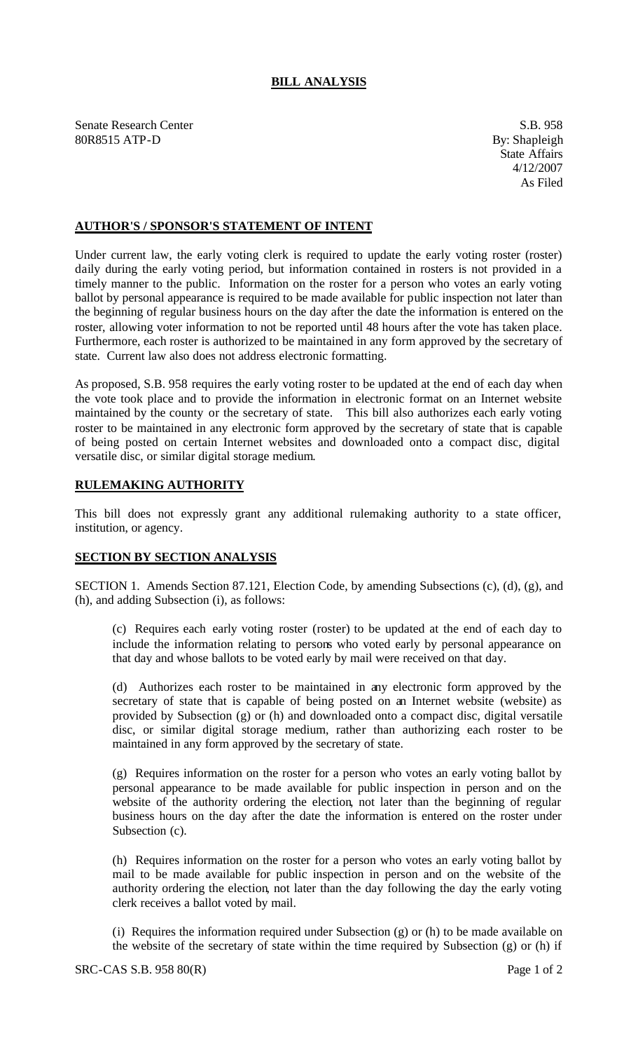# BILL ANALYSIS

Senate Research Center
80R8515 ATP-D

S.B. 958
By: Shapleigh
State Affairs
4/12/2007
As Filed

## AUTHOR'S / SPONSOR'S STATEMENT OF INTENT

Under current law, the early voting clerk is required to update the early voting roster (roster) daily during the early voting period, but information contained in rosters is not provided in a timely manner to the public. Information on the roster for a person who votes an early voting ballot by personal appearance is required to be made available for public inspection not later than the beginning of regular business hours on the day after the date the information is entered on the roster, allowing voter information to not be reported until 48 hours after the vote has taken place. Furthermore, each roster is authorized to be maintained in any form approved by the secretary of state. Current law also does not address electronic formatting.

As proposed, S.B. 958 requires the early voting roster to be updated at the end of each day when the vote took place and to provide the information in electronic format on an Internet website maintained by the county or the secretary of state. This bill also authorizes each early voting roster to be maintained in any electronic form approved by the secretary of state that is capable of being posted on certain Internet websites and downloaded onto a compact disc, digital versatile disc, or similar digital storage medium.

## RULEMAKING AUTHORITY

This bill does not expressly grant any additional rulemaking authority to a state officer, institution, or agency.

## SECTION BY SECTION ANALYSIS

SECTION 1. Amends Section 87.121, Election Code, by amending Subsections (c), (d), (g), and (h), and adding Subsection (i), as follows:

(c) Requires each early voting roster (roster) to be updated at the end of each day to include the information relating to persons who voted early by personal appearance on that day and whose ballots to be voted early by mail were received on that day.

(d) Authorizes each roster to be maintained in any electronic form approved by the secretary of state that is capable of being posted on an Internet website (website) as provided by Subsection (g) or (h) and downloaded onto a compact disc, digital versatile disc, or similar digital storage medium, rather than authorizing each roster to be maintained in any form approved by the secretary of state.

(g) Requires information on the roster for a person who votes an early voting ballot by personal appearance to be made available for public inspection in person and on the website of the authority ordering the election, not later than the beginning of regular business hours on the day after the date the information is entered on the roster under Subsection (c).

(h) Requires information on the roster for a person who votes an early voting ballot by mail to be made available for public inspection in person and on the website of the authority ordering the election, not later than the day following the day the early voting clerk receives a ballot voted by mail.

(i) Requires the information required under Subsection (g) or (h) to be made available on the website of the secretary of state within the time required by Subsection (g) or (h) if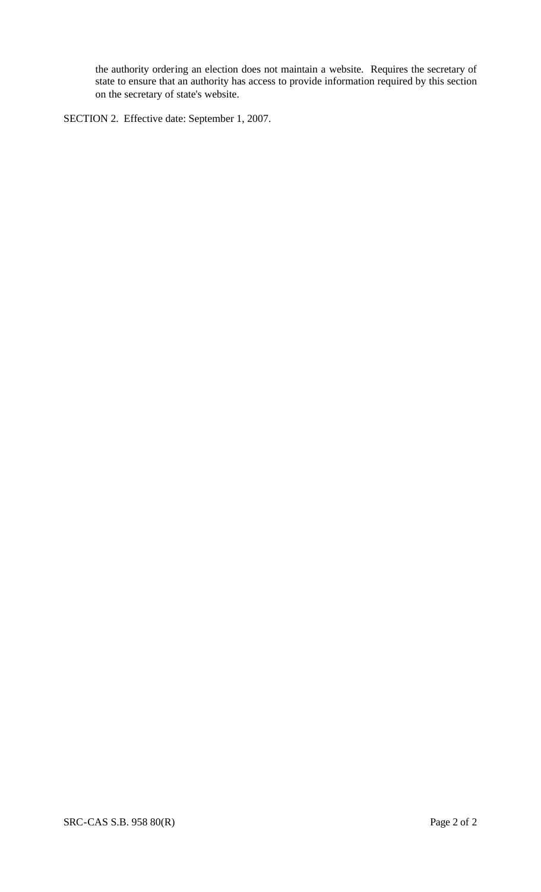the authority ordering an election does not maintain a website. Requires the secretary of state to ensure that an authority has access to provide information required by this section on the secretary of state's website.

SECTION 2. Effective date: September 1, 2007.